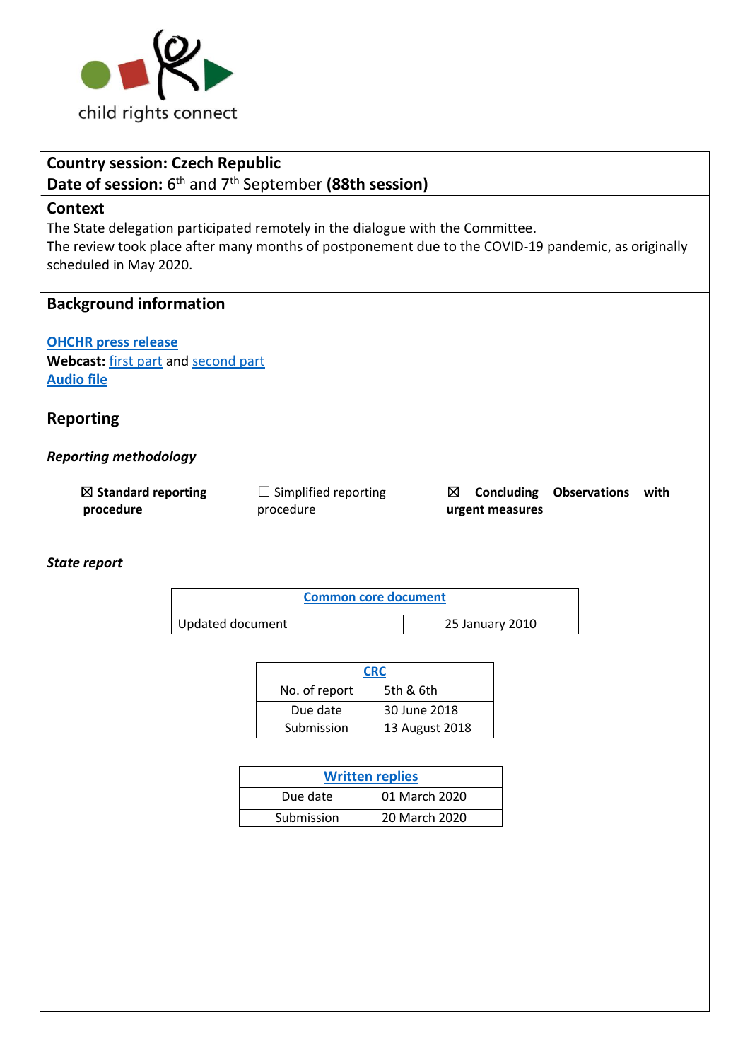child rights connect

**Country session: Czech Republic**
**Date of session:** 6th and 7th September **(88th session)**

## Context

The State delegation participated remotely in the dialogue with the Committee.
The review took place after many months of postponement due to the COVID-19 pandemic, as originally scheduled in May 2020.

## Background information

**OHCHR press release**
**Webcast:** first part and second part
**Audio file**

## Reporting

***Reporting methodology***

☒ **Standard reporting procedure**

☐ Simplified reporting procedure

☒ **Concluding Observations with urgent measures**

***State report***

| Common core document | |
|---|---|
| Updated document | 25 January 2010 |

| CRC | |
|---|---|
| No. of report | 5th & 6th |
| Due date | 30 June 2018 |
| Submission | 13 August 2018 |

| Written replies | |
|---|---|
| Due date | 01 March 2020 |
| Submission | 20 March 2020 |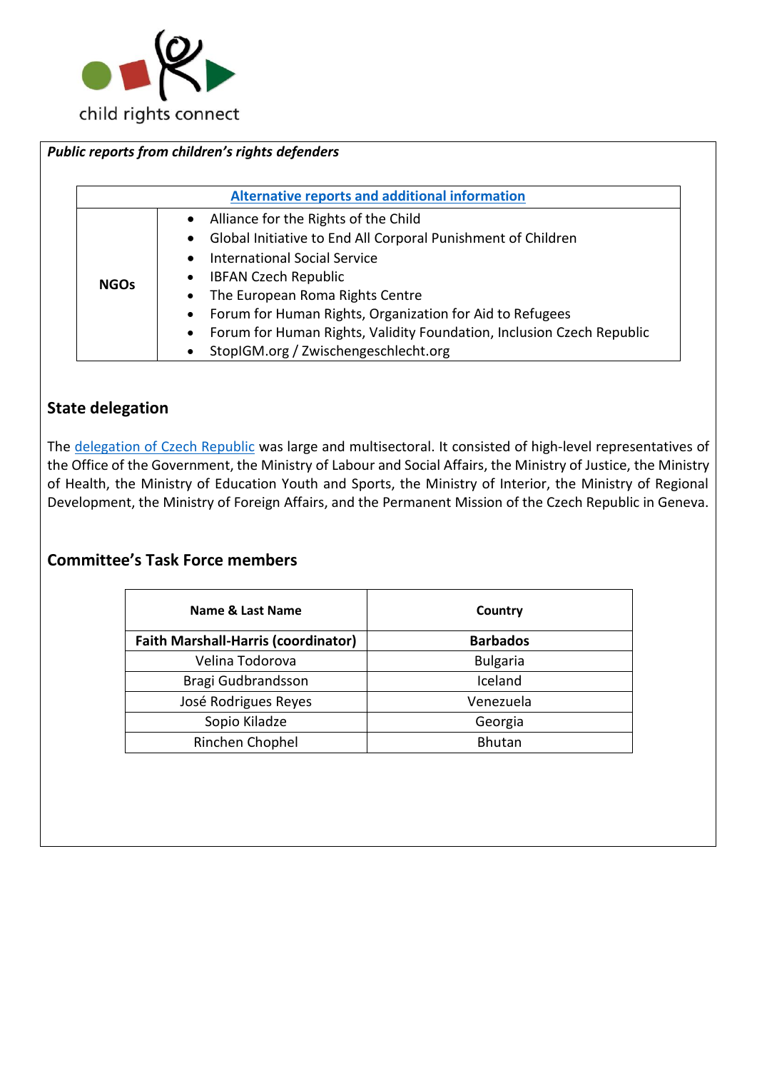*Public reports from children's rights defenders*

| Alternative reports and additional information | |
|---|---|
| **NGOs** | • Alliance for the Rights of the Child<br>• Global Initiative to End All Corporal Punishment of Children<br>• International Social Service<br>• IBFAN Czech Republic<br>• The European Roma Rights Centre<br>• Forum for Human Rights, Organization for Aid to Refugees<br>• Forum for Human Rights, Validity Foundation, Inclusion Czech Republic<br>• StopIGM.org / Zwischengeschlecht.org |

## State delegation

The delegation of Czech Republic was large and multisectoral. It consisted of high-level representatives of the Office of the Government, the Ministry of Labour and Social Affairs, the Ministry of Justice, the Ministry of Health, the Ministry of Education Youth and Sports, the Ministry of Interior, the Ministry of Regional Development, the Ministry of Foreign Affairs, and the Permanent Mission of the Czech Republic in Geneva.

## Committee's Task Force members

| Name & Last Name | Country |
|---|---|
| **Faith Marshall-Harris (coordinator)** | **Barbados** |
| Velina Todorova | Bulgaria |
| Bragi Gudbrandsson | Iceland |
| José Rodrigues Reyes | Venezuela |
| Sopio Kiladze | Georgia |
| Rinchen Chophel | Bhutan |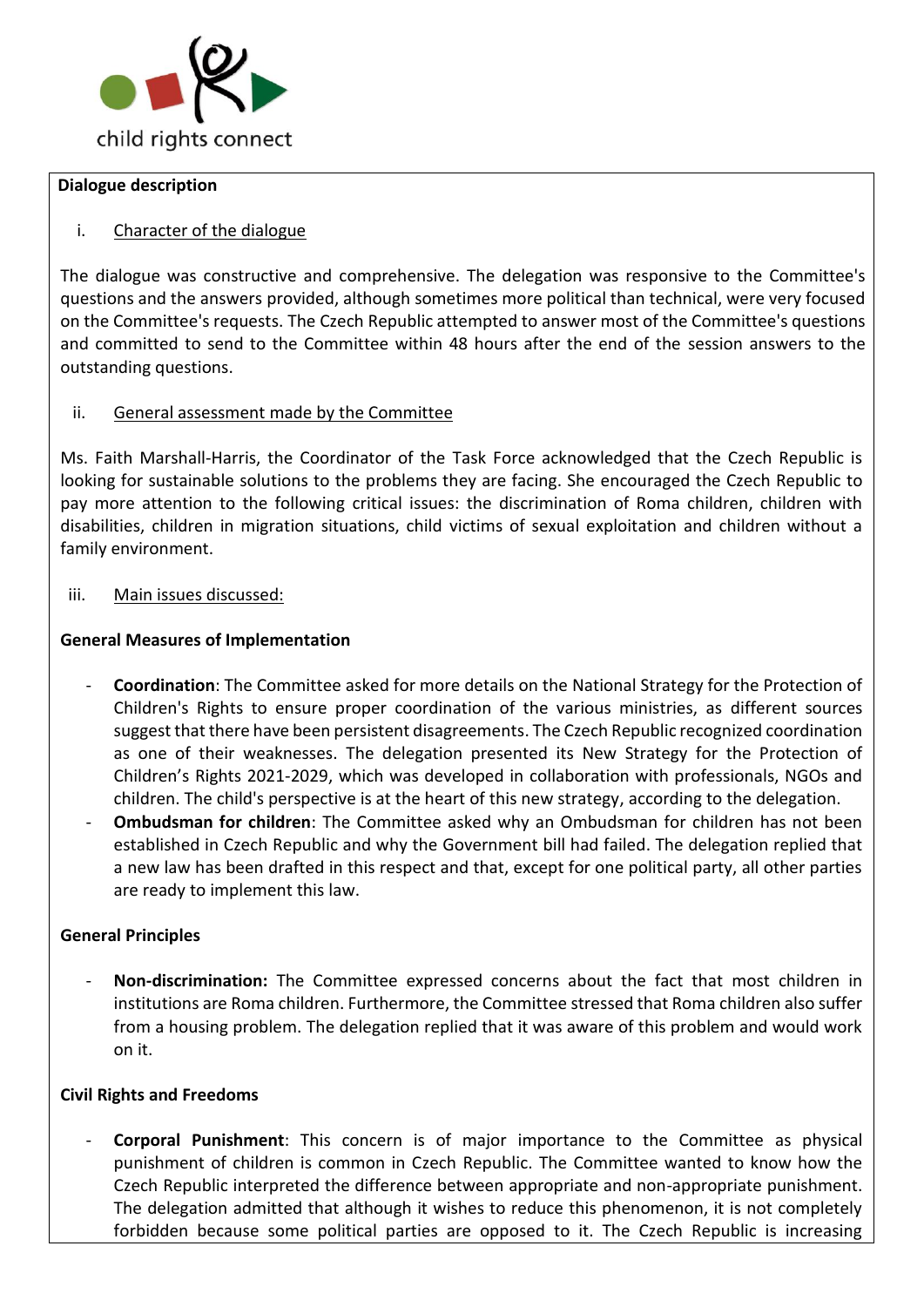**Dialogue description**

i. Character of the dialogue

The dialogue was constructive and comprehensive. The delegation was responsive to the Committee's questions and the answers provided, although sometimes more political than technical, were very focused on the Committee's requests. The Czech Republic attempted to answer most of the Committee's questions and committed to send to the Committee within 48 hours after the end of the session answers to the outstanding questions.

ii. General assessment made by the Committee

Ms. Faith Marshall-Harris, the Coordinator of the Task Force acknowledged that the Czech Republic is looking for sustainable solutions to the problems they are facing. She encouraged the Czech Republic to pay more attention to the following critical issues: the discrimination of Roma children, children with disabilities, children in migration situations, child victims of sexual exploitation and children without a family environment.

iii. Main issues discussed:

**General Measures of Implementation**

- **Coordination**: The Committee asked for more details on the National Strategy for the Protection of Children's Rights to ensure proper coordination of the various ministries, as different sources suggest that there have been persistent disagreements. The Czech Republic recognized coordination as one of their weaknesses. The delegation presented its New Strategy for the Protection of Children's Rights 2021-2029, which was developed in collaboration with professionals, NGOs and children. The child's perspective is at the heart of this new strategy, according to the delegation.
- **Ombudsman for children**: The Committee asked why an Ombudsman for children has not been established in Czech Republic and why the Government bill had failed. The delegation replied that a new law has been drafted in this respect and that, except for one political party, all other parties are ready to implement this law.

**General Principles**

- **Non-discrimination:** The Committee expressed concerns about the fact that most children in institutions are Roma children. Furthermore, the Committee stressed that Roma children also suffer from a housing problem. The delegation replied that it was aware of this problem and would work on it.

**Civil Rights and Freedoms**

- **Corporal Punishment**: This concern is of major importance to the Committee as physical punishment of children is common in Czech Republic. The Committee wanted to know how the Czech Republic interpreted the difference between appropriate and non-appropriate punishment. The delegation admitted that although it wishes to reduce this phenomenon, it is not completely forbidden because some political parties are opposed to it. The Czech Republic is increasing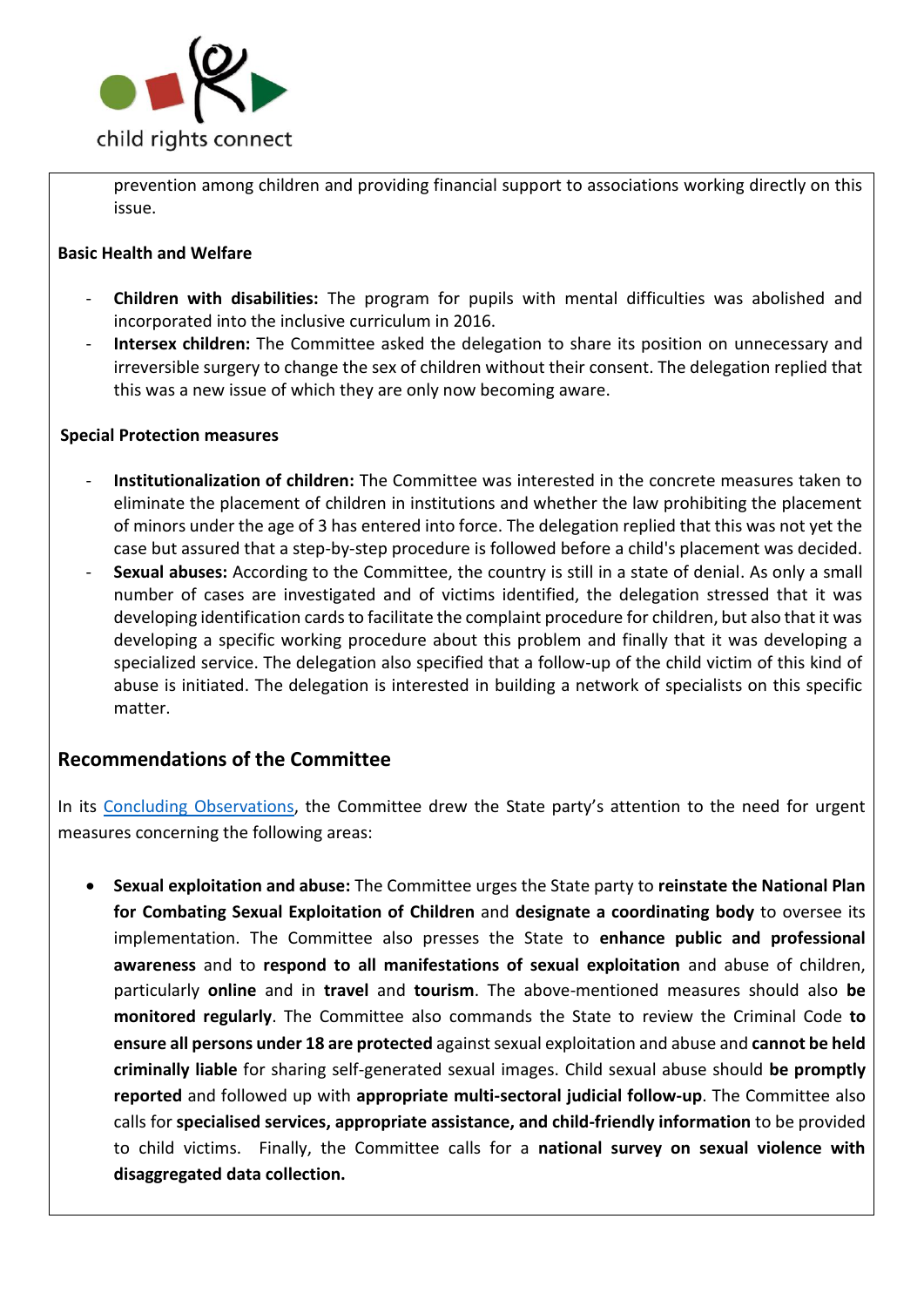prevention among children and providing financial support to associations working directly on this issue.

**Basic Health and Welfare**

- **Children with disabilities:** The program for pupils with mental difficulties was abolished and incorporated into the inclusive curriculum in 2016.
- **Intersex children:** The Committee asked the delegation to share its position on unnecessary and irreversible surgery to change the sex of children without their consent. The delegation replied that this was a new issue of which they are only now becoming aware.

**Special Protection measures**

- **Institutionalization of children:** The Committee was interested in the concrete measures taken to eliminate the placement of children in institutions and whether the law prohibiting the placement of minors under the age of 3 has entered into force. The delegation replied that this was not yet the case but assured that a step-by-step procedure is followed before a child's placement was decided.
- **Sexual abuses:** According to the Committee, the country is still in a state of denial. As only a small number of cases are investigated and of victims identified, the delegation stressed that it was developing identification cards to facilitate the complaint procedure for children, but also that it was developing a specific working procedure about this problem and finally that it was developing a specialized service. The delegation also specified that a follow-up of the child victim of this kind of abuse is initiated. The delegation is interested in building a network of specialists on this specific matter.

## Recommendations of the Committee

In its Concluding Observations, the Committee drew the State party's attention to the need for urgent measures concerning the following areas:

- **Sexual exploitation and abuse:** The Committee urges the State party to **reinstate the National Plan for Combating Sexual Exploitation of Children** and **designate a coordinating body** to oversee its implementation. The Committee also presses the State to **enhance public and professional awareness** and to **respond to all manifestations of sexual exploitation** and abuse of children, particularly **online** and in **travel** and **tourism**. The above-mentioned measures should also **be monitored regularly**. The Committee also commands the State to review the Criminal Code **to ensure all persons under 18 are protected** against sexual exploitation and abuse and **cannot be held criminally liable** for sharing self-generated sexual images. Child sexual abuse should **be promptly reported** and followed up with **appropriate multi-sectoral judicial follow-up**. The Committee also calls for **specialised services, appropriate assistance, and child-friendly information** to be provided to child victims. Finally, the Committee calls for a **national survey on sexual violence with disaggregated data collection.**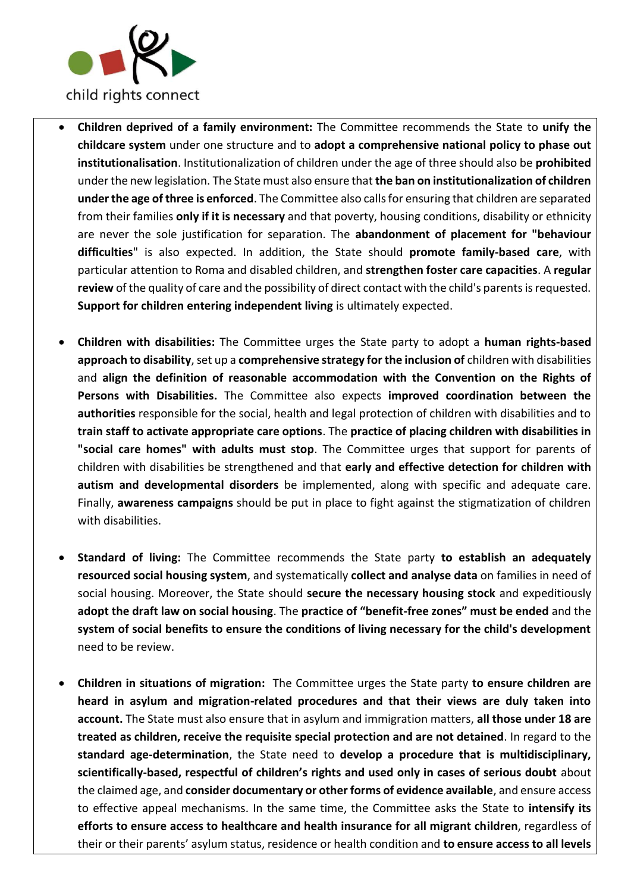- **Children deprived of a family environment:** The Committee recommends the State to **unify the childcare system** under one structure and to **adopt a comprehensive national policy to phase out institutionalisation**. Institutionalization of children under the age of three should also be **prohibited** under the new legislation. The State must also ensure that **the ban on institutionalization of children under the age of three is enforced**. The Committee also calls for ensuring that children are separated from their families **only if it is necessary** and that poverty, housing conditions, disability or ethnicity are never the sole justification for separation. The **abandonment of placement for "behaviour difficulties**" is also expected. In addition, the State should **promote family-based care**, with particular attention to Roma and disabled children, and **strengthen foster care capacities**. A **regular review** of the quality of care and the possibility of direct contact with the child's parents is requested. **Support for children entering independent living** is ultimately expected.

- **Children with disabilities:** The Committee urges the State party to adopt a **human rights-based approach to disability**, set up a **comprehensive strategy for the inclusion of** children with disabilities and **align the definition of reasonable accommodation with the Convention on the Rights of Persons with Disabilities.** The Committee also expects **improved coordination between the authorities** responsible for the social, health and legal protection of children with disabilities and to **train staff to activate appropriate care options**. The **practice of placing children with disabilities in "social care homes" with adults must stop**. The Committee urges that support for parents of children with disabilities be strengthened and that **early and effective detection for children with autism and developmental disorders** be implemented, along with specific and adequate care. Finally, **awareness campaigns** should be put in place to fight against the stigmatization of children with disabilities.

- **Standard of living:** The Committee recommends the State party **to establish an adequately resourced social housing system**, and systematically **collect and analyse data** on families in need of social housing. Moreover, the State should **secure the necessary housing stock** and expeditiously **adopt the draft law on social housing**. The **practice of "benefit-free zones" must be ended** and the **system of social benefits to ensure the conditions of living necessary for the child's development** need to be review.

- **Children in situations of migration:** The Committee urges the State party **to ensure children are heard in asylum and migration-related procedures and that their views are duly taken into account.** The State must also ensure that in asylum and immigration matters, **all those under 18 are treated as children, receive the requisite special protection and are not detained**. In regard to the **standard age-determination**, the State need to **develop a procedure that is multidisciplinary, scientifically-based, respectful of children's rights and used only in cases of serious doubt** about the claimed age, and **consider documentary or other forms of evidence available**, and ensure access to effective appeal mechanisms. In the same time, the Committee asks the State to **intensify its efforts to ensure access to healthcare and health insurance for all migrant children**, regardless of their or their parents' asylum status, residence or health condition and **to ensure access to all levels**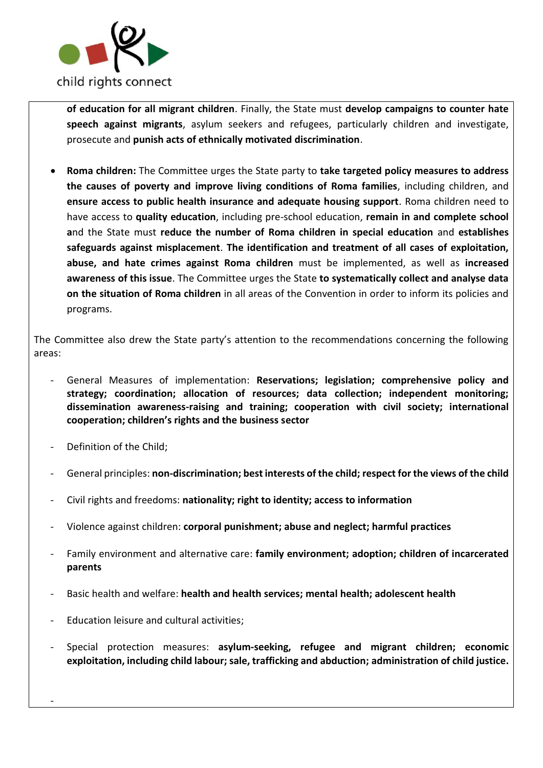**of education for all migrant children**. Finally, the State must **develop campaigns to counter hate speech against migrants**, asylum seekers and refugees, particularly children and investigate, prosecute and **punish acts of ethnically motivated discrimination**.

- **Roma children:** The Committee urges the State party to **take targeted policy measures to address the causes of poverty and improve living conditions of Roma families**, including children, and **ensure access to public health insurance and adequate housing support**. Roma children need to have access to **quality education**, including pre-school education, **remain in and complete school a**nd the State must **reduce the number of Roma children in special education** and **establishes safeguards against misplacement**. **The identification and treatment of all cases of exploitation, abuse, and hate crimes against Roma children** must be implemented, as well as **increased awareness of this issue**. The Committee urges the State **to systematically collect and analyse data on the situation of Roma children** in all areas of the Convention in order to inform its policies and programs.

The Committee also drew the State party's attention to the recommendations concerning the following areas:

- General Measures of implementation: **Reservations; legislation; comprehensive policy and strategy; coordination; allocation of resources; data collection; independent monitoring; dissemination awareness-raising and training; cooperation with civil society; international cooperation; children's rights and the business sector**
- Definition of the Child;
- General principles: **non-discrimination; best interests of the child; respect for the views of the child**
- Civil rights and freedoms: **nationality; right to identity; access to information**
- Violence against children: **corporal punishment; abuse and neglect; harmful practices**
- Family environment and alternative care: **family environment; adoption; children of incarcerated parents**
- Basic health and welfare: **health and health services; mental health; adolescent health**
- Education leisure and cultural activities;
- Special protection measures: **asylum-seeking, refugee and migrant children; economic exploitation, including child labour; sale, trafficking and abduction; administration of child justice.**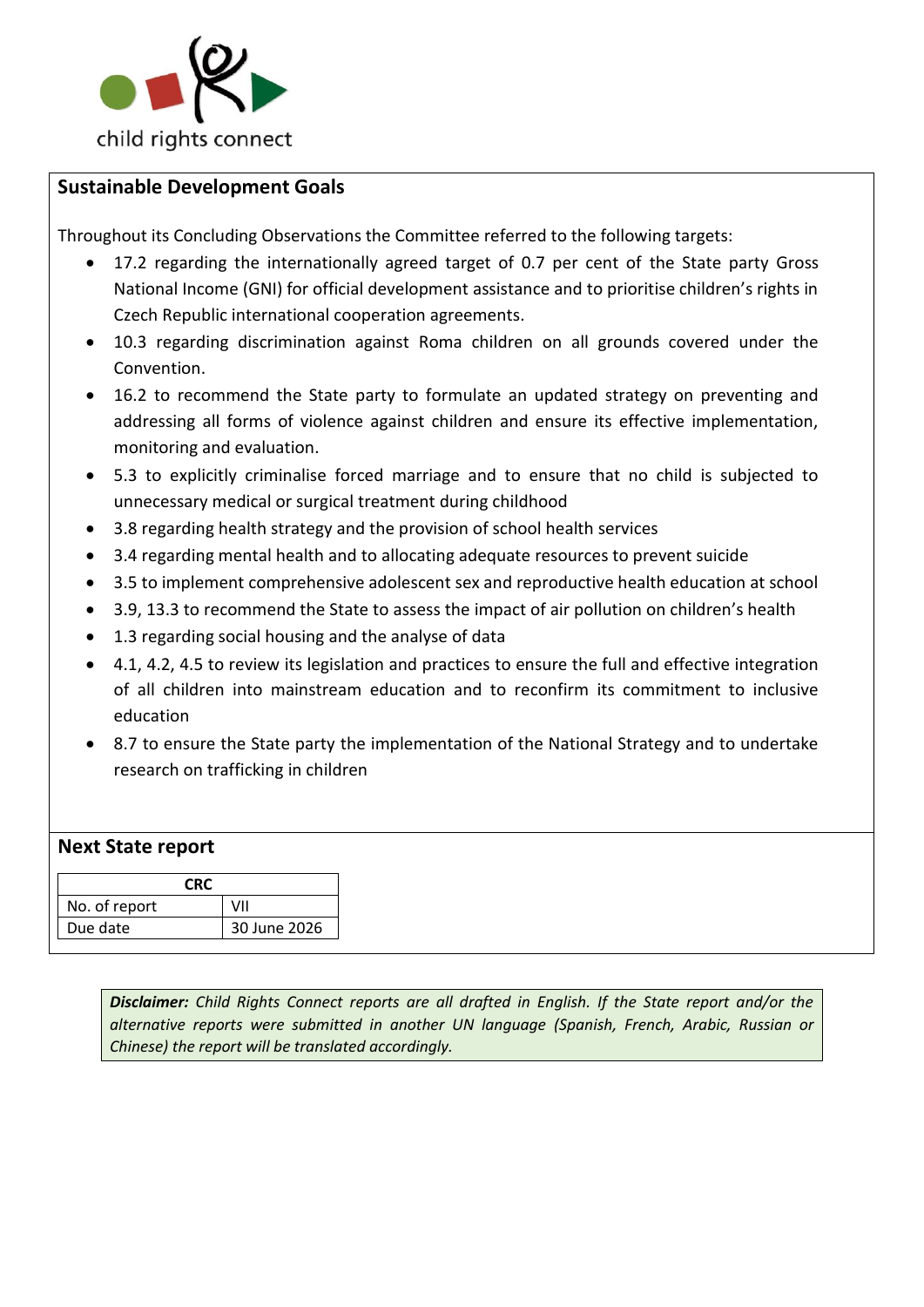## Sustainable Development Goals

Throughout its Concluding Observations the Committee referred to the following targets:

- 17.2 regarding the internationally agreed target of 0.7 per cent of the State party Gross National Income (GNI) for official development assistance and to prioritise children's rights in Czech Republic international cooperation agreements.
- 10.3 regarding discrimination against Roma children on all grounds covered under the Convention.
- 16.2 to recommend the State party to formulate an updated strategy on preventing and addressing all forms of violence against children and ensure its effective implementation, monitoring and evaluation.
- 5.3 to explicitly criminalise forced marriage and to ensure that no child is subjected to unnecessary medical or surgical treatment during childhood
- 3.8 regarding health strategy and the provision of school health services
- 3.4 regarding mental health and to allocating adequate resources to prevent suicide
- 3.5 to implement comprehensive adolescent sex and reproductive health education at school
- 3.9, 13.3 to recommend the State to assess the impact of air pollution on children's health
- 1.3 regarding social housing and the analyse of data
- 4.1, 4.2, 4.5 to review its legislation and practices to ensure the full and effective integration of all children into mainstream education and to reconfirm its commitment to inclusive education
- 8.7 to ensure the State party the implementation of the National Strategy and to undertake research on trafficking in children

## Next State report

| CRC | |
|---|---|
| No. of report | VII |
| Due date | 30 June 2026 |

***Disclaimer:*** *Child Rights Connect reports are all drafted in English. If the State report and/or the alternative reports were submitted in another UN language (Spanish, French, Arabic, Russian or Chinese) the report will be translated accordingly.*